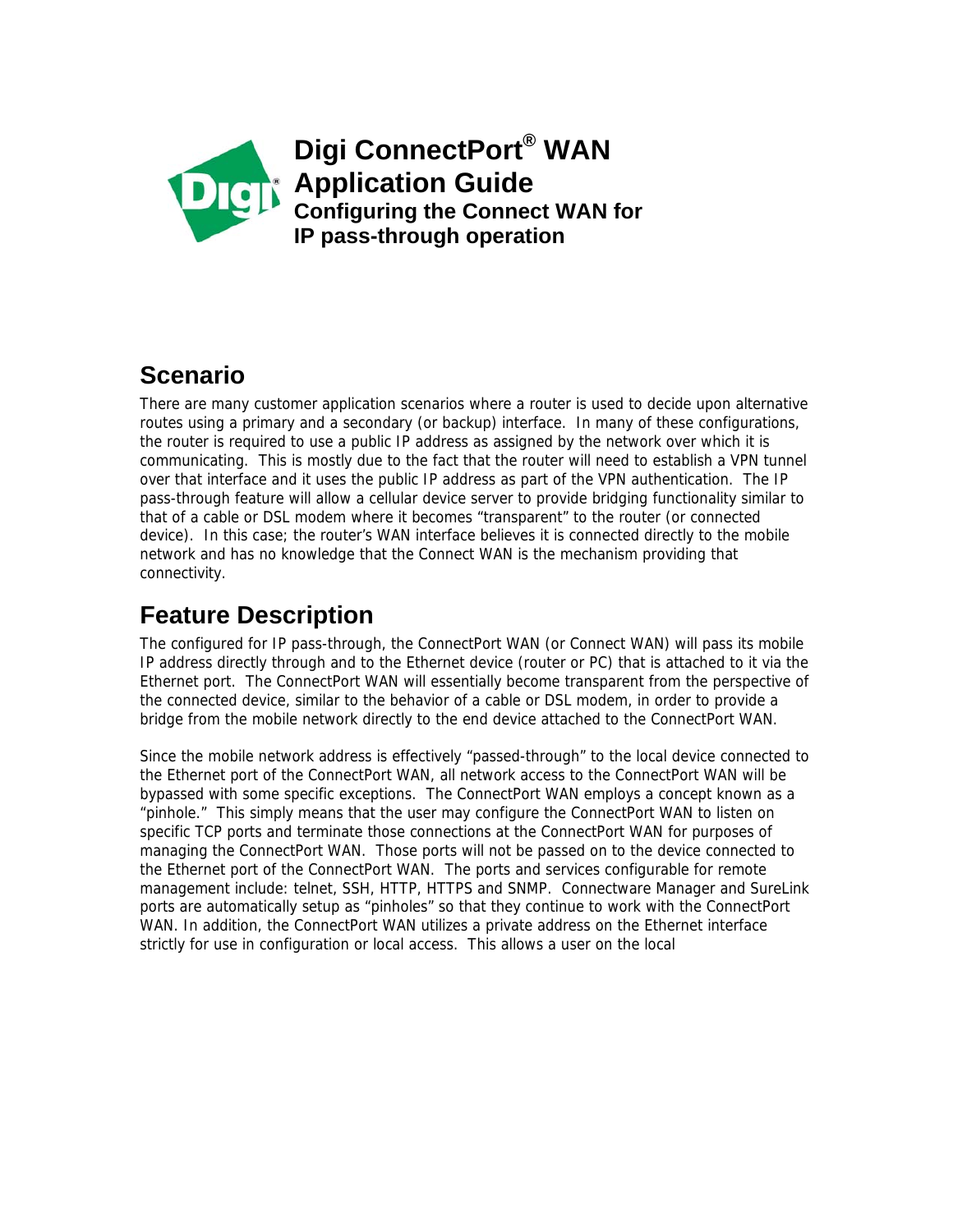# Digi ConnectPort® WAN Application Guide

## Configuring the Connect WAN for IP pass-through operation

## Scenario

There are many customer application scenarios where a router is used to decide upon alternative routes using a primary and a secondary (or backup) interface. In many of these configurations, the router is required to use a public IP address as assigned by the network over which it is communicating. This is mostly due to the fact that the router will need to establish a VPN tunnel over that interface and it uses the public IP address as part of the VPN authentication. The IP pass-through feature will allow a cellular device server to provide bridging functionality similar to that of a cable or DSL modem where it becomes "transparent" to the router (or connected device). In this case; the router's WAN interface believes it is connected directly to the mobile network and has no knowledge that the Connect WAN is the mechanism providing that connectivity.

## Feature Description

The configured for IP pass-through, the ConnectPort WAN (or Connect WAN) will pass its mobile IP address directly through and to the Ethernet device (router or PC) that is attached to it via the Ethernet port. The ConnectPort WAN will essentially become transparent from the perspective of the connected device, similar to the behavior of a cable or DSL modem, in order to provide a bridge from the mobile network directly to the end device attached to the ConnectPort WAN.

Since the mobile network address is effectively "passed-through" to the local device connected to the Ethernet port of the ConnectPort WAN, all network access to the ConnectPort WAN will be bypassed with some specific exceptions. The ConnectPort WAN employs a concept known as a "pinhole." This simply means that the user may configure the ConnectPort WAN to listen on specific TCP ports and terminate those connections at the ConnectPort WAN for purposes of managing the ConnectPort WAN. Those ports will not be passed on to the device connected to the Ethernet port of the ConnectPort WAN. The ports and services configurable for remote management include: telnet, SSH, HTTP, HTTPS and SNMP. Connectware Manager and SureLink ports are automatically setup as "pinholes" so that they continue to work with the ConnectPort WAN. In addition, the ConnectPort WAN utilizes a private address on the Ethernet interface strictly for use in configuration or local access. This allows a user on the local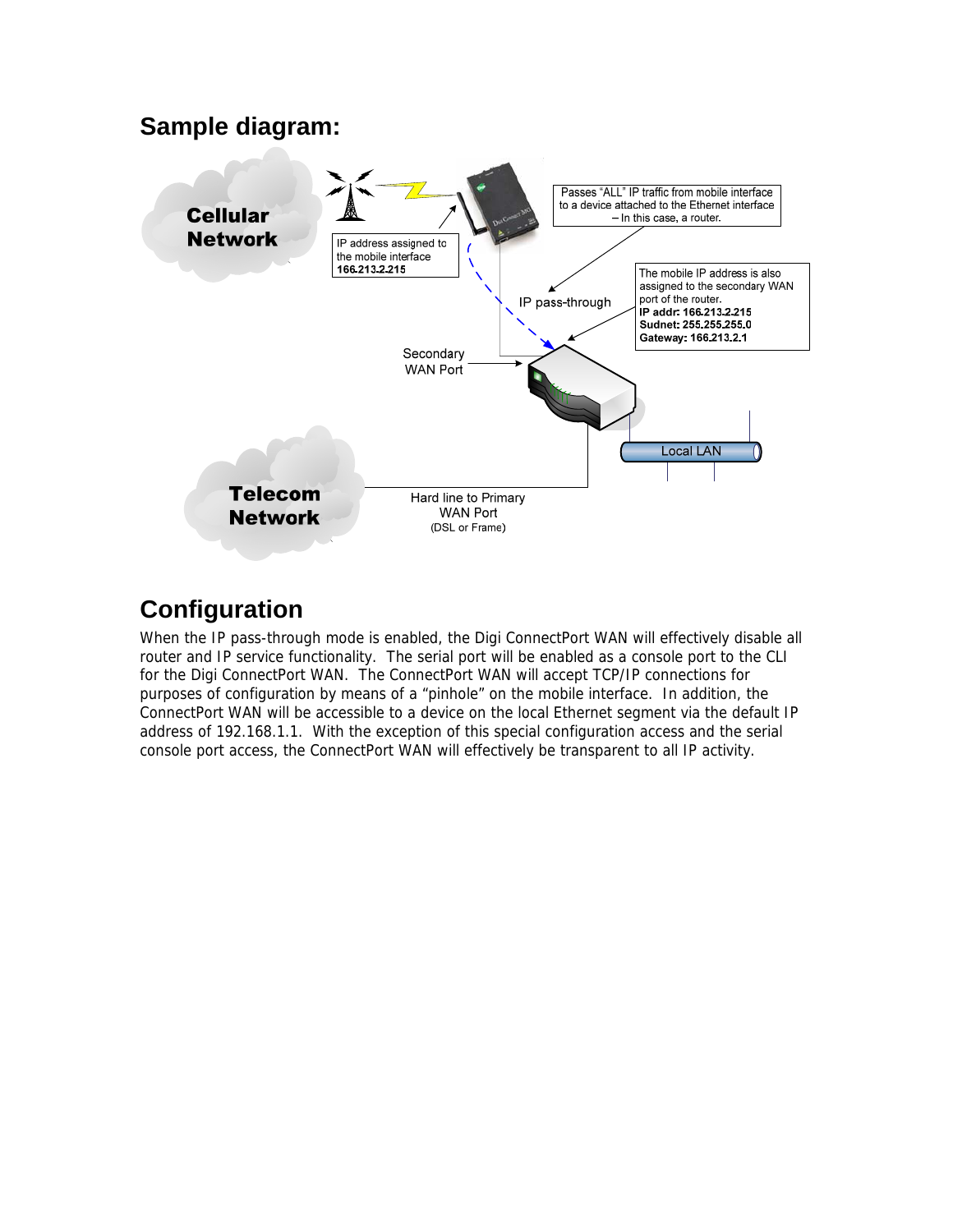## Sample diagram:

Cellular Network

IP address assigned to the mobile interface
**166.213.2.215**

Passes "ALL" IP traffic from mobile interface to a device attached to the Ethernet interface – In this case, a router.

IP pass-through

The mobile IP address is also assigned to the secondary WAN port of the router.
**IP addr: 166.213.2.215**
**Sudnet: 255.255.255.0**
**Gateway: 166.213.2.1**

Secondary WAN Port

Local LAN

Telecom Network

Hard line to Primary WAN Port
(DSL or Frame)

## Configuration

When the IP pass-through mode is enabled, the Digi ConnectPort WAN will effectively disable all router and IP service functionality. The serial port will be enabled as a console port to the CLI for the Digi ConnectPort WAN. The ConnectPort WAN will accept TCP/IP connections for purposes of configuration by means of a "pinhole" on the mobile interface. In addition, the ConnectPort WAN will be accessible to a device on the local Ethernet segment via the default IP address of 192.168.1.1. With the exception of this special configuration access and the serial console port access, the ConnectPort WAN will effectively be transparent to all IP activity.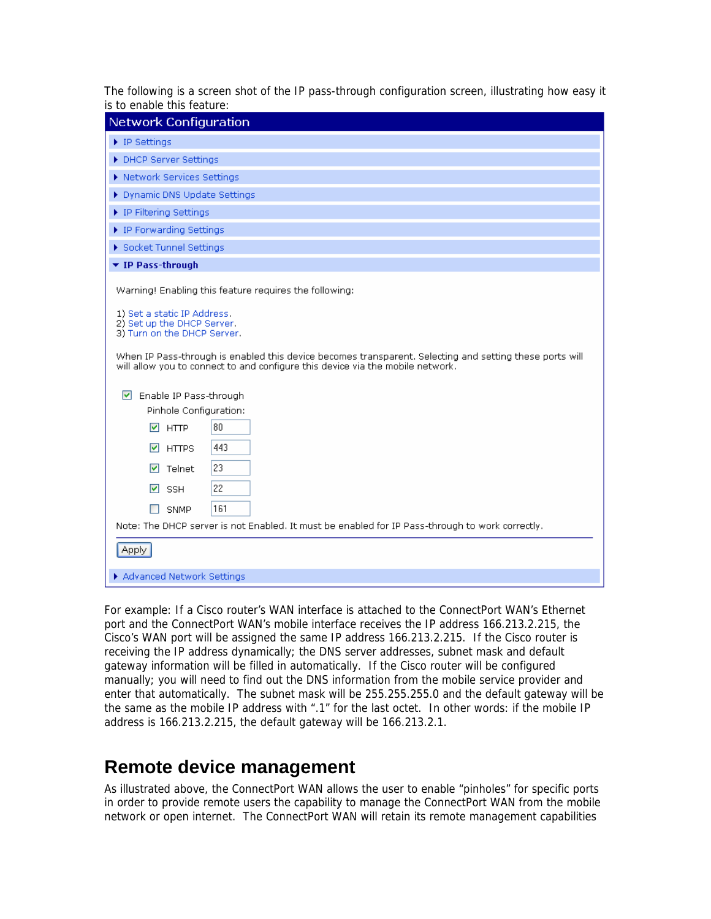The following is a screen shot of the IP pass-through configuration screen, illustrating how easy it is to enable this feature:

**Network Configuration**

- IP Settings
- DHCP Server Settings
- Network Services Settings
- Dynamic DNS Update Settings
- IP Filtering Settings
- IP Forwarding Settings
- Socket Tunnel Settings
- **IP Pass-through**

Warning! Enabling this feature requires the following:

1) Set a static IP Address.
2) Set up the DHCP Server.
3) Turn on the DHCP Server.

When IP Pass-through is enabled this device becomes transparent. Selecting and setting these ports will will allow you to connect to and configure this device via the mobile network.

☑ Enable IP Pass-through

Pinhole Configuration:

| | | |
|---|---|---|
| ☑ | HTTP | 80 |
| ☑ | HTTPS | 443 |
| ☑ | Telnet | 23 |
| ☑ | SSH | 22 |
| ☐ | SNMP | 161 |

Note: The DHCP server is not Enabled. It must be enabled for IP Pass-through to work correctly.

Apply

- Advanced Network Settings

For example: If a Cisco router's WAN interface is attached to the ConnectPort WAN's Ethernet port and the ConnectPort WAN's mobile interface receives the IP address 166.213.2.215, the Cisco's WAN port will be assigned the same IP address 166.213.2.215. If the Cisco router is receiving the IP address dynamically; the DNS server addresses, subnet mask and default gateway information will be filled in automatically. If the Cisco router will be configured manually; you will need to find out the DNS information from the mobile service provider and enter that automatically. The subnet mask will be 255.255.255.0 and the default gateway will be the same as the mobile IP address with ".1" for the last octet. In other words: if the mobile IP address is 166.213.2.215, the default gateway will be 166.213.2.1.

# Remote device management

As illustrated above, the ConnectPort WAN allows the user to enable "pinholes" for specific ports in order to provide remote users the capability to manage the ConnectPort WAN from the mobile network or open internet. The ConnectPort WAN will retain its remote management capabilities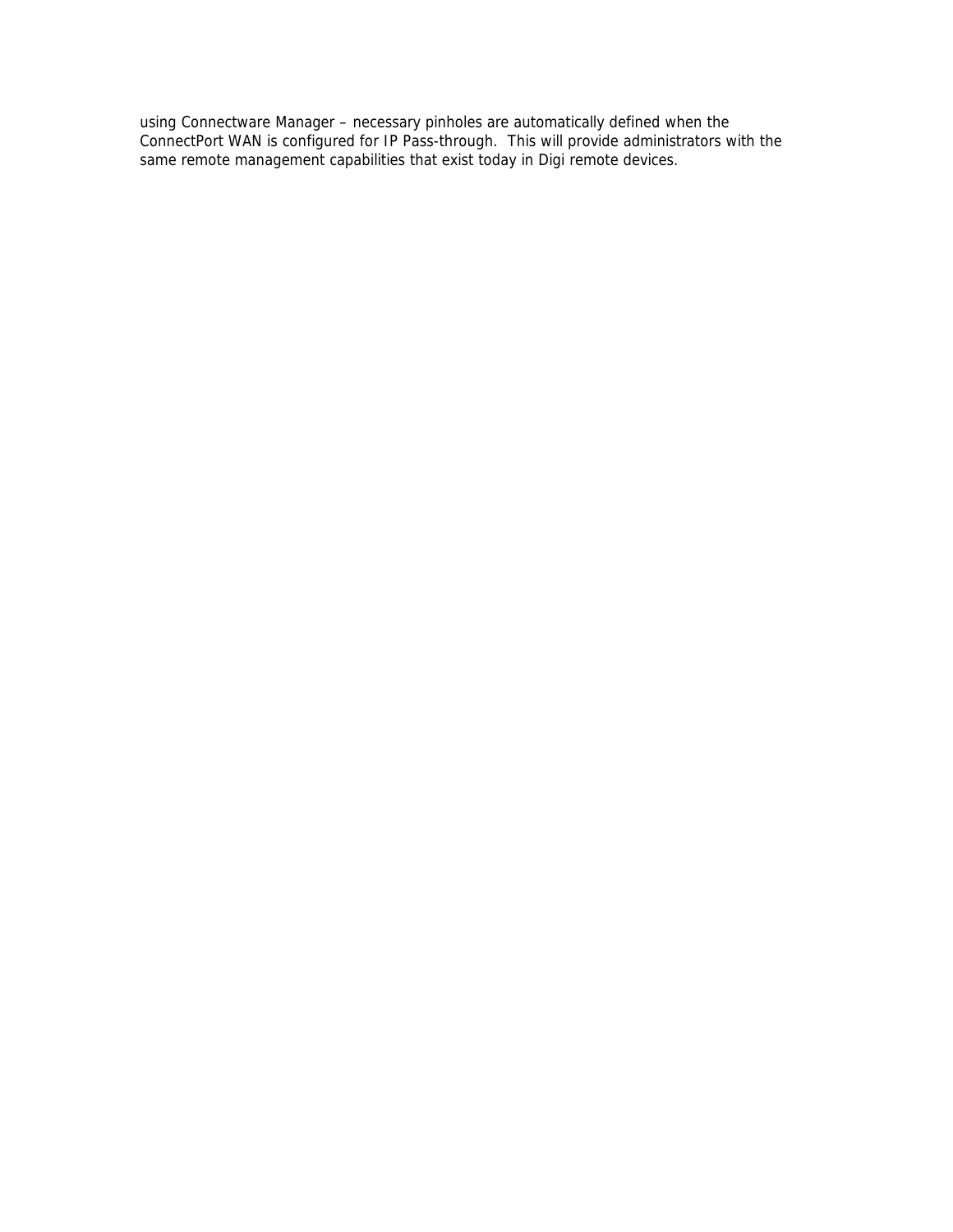using Connectware Manager – necessary pinholes are automatically defined when the ConnectPort WAN is configured for IP Pass-through. This will provide administrators with the same remote management capabilities that exist today in Digi remote devices.